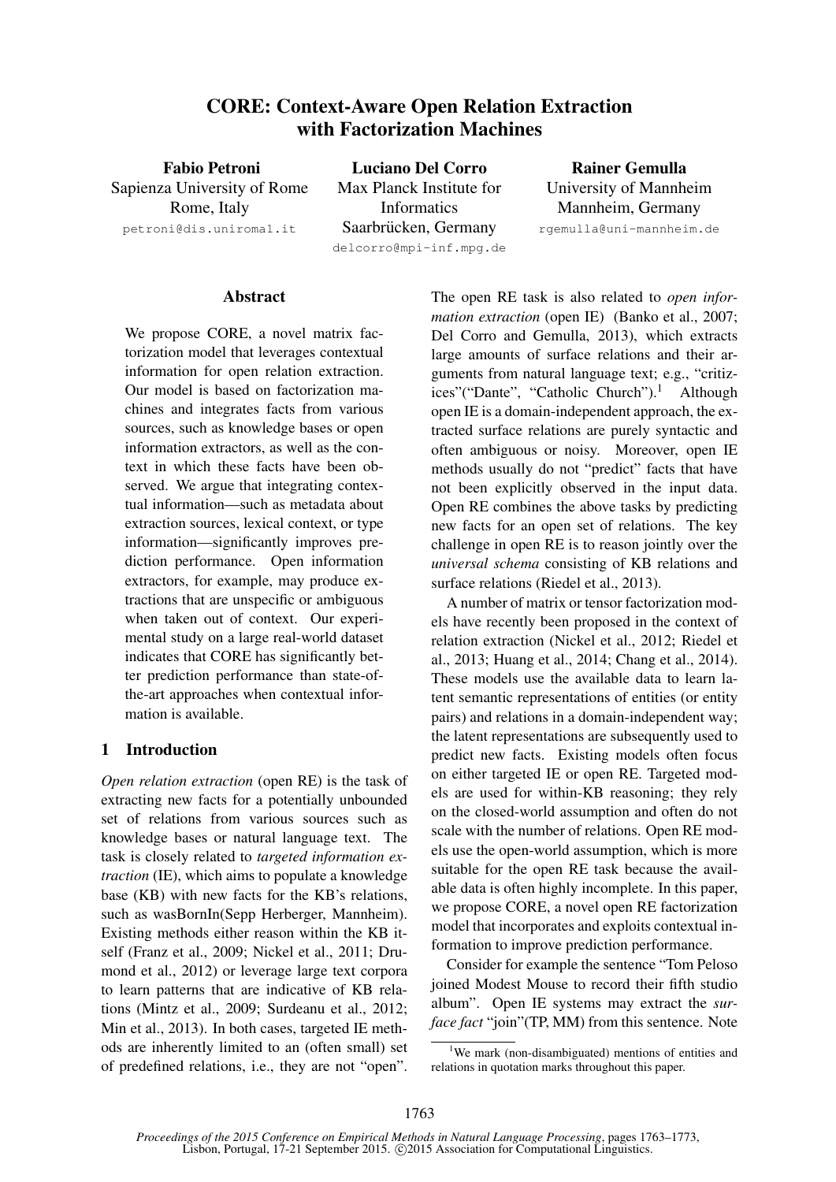# CORE: Context-Aware Open Relation Extraction with Factorization Machines

**Fabio Petroni**
Sapienza University of Rome
Rome, Italy
petroni@dis.uniroma1.it

**Luciano Del Corro**
Max Planck Institute for Informatics
Saarbrücken, Germany
delcorro@mpi-inf.mpg.de

**Rainer Gemulla**
University of Mannheim
Mannheim, Germany
rgemulla@uni-mannheim.de

## Abstract

We propose CORE, a novel matrix factorization model that leverages contextual information for open relation extraction. Our model is based on factorization machines and integrates facts from various sources, such as knowledge bases or open information extractors, as well as the context in which these facts have been observed. We argue that integrating contextual information—such as metadata about extraction sources, lexical context, or type information—significantly improves prediction performance. Open information extractors, for example, may produce extractions that are unspecific or ambiguous when taken out of context. Our experimental study on a large real-world dataset indicates that CORE has significantly better prediction performance than state-of-the-art approaches when contextual information is available.

## 1 Introduction

*Open relation extraction* (open RE) is the task of extracting new facts for a potentially unbounded set of relations from various sources such as knowledge bases or natural language text. The task is closely related to *targeted information extraction* (IE), which aims to populate a knowledge base (KB) with new facts for the KB's relations, such as wasBornIn(Sepp Herberger, Mannheim). Existing methods either reason within the KB itself (Franz et al., 2009; Nickel et al., 2011; Drumond et al., 2012) or leverage large text corpora to learn patterns that are indicative of KB relations (Mintz et al., 2009; Surdeanu et al., 2012; Min et al., 2013). In both cases, targeted IE methods are inherently limited to an (often small) set of predefined relations, i.e., they are not "open".

The open RE task is also related to *open information extraction* (open IE) (Banko et al., 2007; Del Corro and Gemulla, 2013), which extracts large amounts of surface relations and their arguments from natural language text; e.g., "critizices"("Dante", "Catholic Church").[1] Although open IE is a domain-independent approach, the extracted surface relations are purely syntactic and often ambiguous or noisy. Moreover, open IE methods usually do not "predict" facts that have not been explicitly observed in the input data. Open RE combines the above tasks by predicting new facts for an open set of relations. The key challenge in open RE is to reason jointly over the *universal schema* consisting of KB relations and surface relations (Riedel et al., 2013).

A number of matrix or tensor factorization models have recently been proposed in the context of relation extraction (Nickel et al., 2012; Riedel et al., 2013; Huang et al., 2014; Chang et al., 2014). These models use the available data to learn latent semantic representations of entities (or entity pairs) and relations in a domain-independent way; the latent representations are subsequently used to predict new facts. Existing models often focus on either targeted IE or open RE. Targeted models are used for within-KB reasoning; they rely on the closed-world assumption and often do not scale with the number of relations. Open RE models use the open-world assumption, which is more suitable for the open RE task because the available data is often highly incomplete. In this paper, we propose CORE, a novel open RE factorization model that incorporates and exploits contextual information to improve prediction performance.

Consider for example the sentence "Tom Peloso joined Modest Mouse to record their fifth studio album". Open IE systems may extract the *surface fact* "join"(TP, MM) from this sentence. Note

[1]We mark (non-disambiguated) mentions of entities and relations in quotation marks throughout this paper.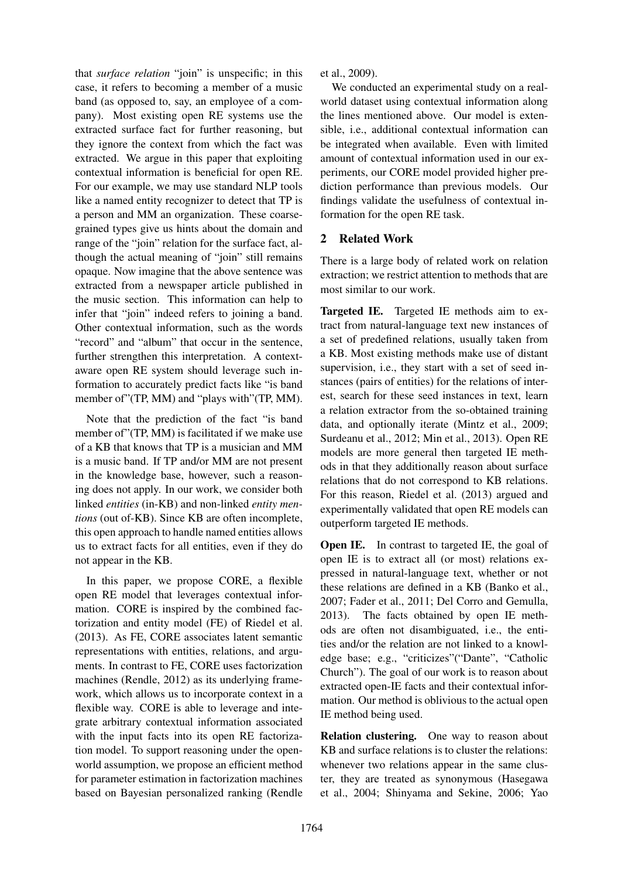that *surface relation* "join" is unspecific; in this case, it refers to becoming a member of a music band (as opposed to, say, an employee of a company). Most existing open RE systems use the extracted surface fact for further reasoning, but they ignore the context from which the fact was extracted. We argue in this paper that exploiting contextual information is beneficial for open RE. For our example, we may use standard NLP tools like a named entity recognizer to detect that TP is a person and MM an organization. These coarse-grained types give us hints about the domain and range of the "join" relation for the surface fact, although the actual meaning of "join" still remains opaque. Now imagine that the above sentence was extracted from a newspaper article published in the music section. This information can help to infer that "join" indeed refers to joining a band. Other contextual information, such as the words "record" and "album" that occur in the sentence, further strengthen this interpretation. A context-aware open RE system should leverage such information to accurately predict facts like "is band member of"(TP, MM) and "plays with"(TP, MM).

Note that the prediction of the fact "is band member of"(TP, MM) is facilitated if we make use of a KB that knows that TP is a musician and MM is a music band. If TP and/or MM are not present in the knowledge base, however, such a reasoning does not apply. In our work, we consider both linked *entities* (in-KB) and non-linked *entity mentions* (out of-KB). Since KB are often incomplete, this open approach to handle named entities allows us to extract facts for all entities, even if they do not appear in the KB.

In this paper, we propose CORE, a flexible open RE model that leverages contextual information. CORE is inspired by the combined factorization and entity model (FE) of Riedel et al. (2013). As FE, CORE associates latent semantic representations with entities, relations, and arguments. In contrast to FE, CORE uses factorization machines (Rendle, 2012) as its underlying framework, which allows us to incorporate context in a flexible way. CORE is able to leverage and integrate arbitrary contextual information associated with the input facts into its open RE factorization model. To support reasoning under the open-world assumption, we propose an efficient method for parameter estimation in factorization machines based on Bayesian personalized ranking (Rendle et al., 2009).

We conducted an experimental study on a real-world dataset using contextual information along the lines mentioned above. Our model is extensible, i.e., additional contextual information can be integrated when available. Even with limited amount of contextual information used in our experiments, our CORE model provided higher prediction performance than previous models. Our findings validate the usefulness of contextual information for the open RE task.

## 2 Related Work

There is a large body of related work on relation extraction; we restrict attention to methods that are most similar to our work.

**Targeted IE.** Targeted IE methods aim to extract from natural-language text new instances of a set of predefined relations, usually taken from a KB. Most existing methods make use of distant supervision, i.e., they start with a set of seed instances (pairs of entities) for the relations of interest, search for these seed instances in text, learn a relation extractor from the so-obtained training data, and optionally iterate (Mintz et al., 2009; Surdeanu et al., 2012; Min et al., 2013). Open RE models are more general then targeted IE methods in that they additionally reason about surface relations that do not correspond to KB relations. For this reason, Riedel et al. (2013) argued and experimentally validated that open RE models can outperform targeted IE methods.

**Open IE.** In contrast to targeted IE, the goal of open IE is to extract all (or most) relations expressed in natural-language text, whether or not these relations are defined in a KB (Banko et al., 2007; Fader et al., 2011; Del Corro and Gemulla, 2013). The facts obtained by open IE methods are often not disambiguated, i.e., the entities and/or the relation are not linked to a knowledge base; e.g., "criticizes"("Dante", "Catholic Church"). The goal of our work is to reason about extracted open-IE facts and their contextual information. Our method is oblivious to the actual open IE method being used.

**Relation clustering.** One way to reason about KB and surface relations is to cluster the relations: whenever two relations appear in the same cluster, they are treated as synonymous (Hasegawa et al., 2004; Shinyama and Sekine, 2006; Yao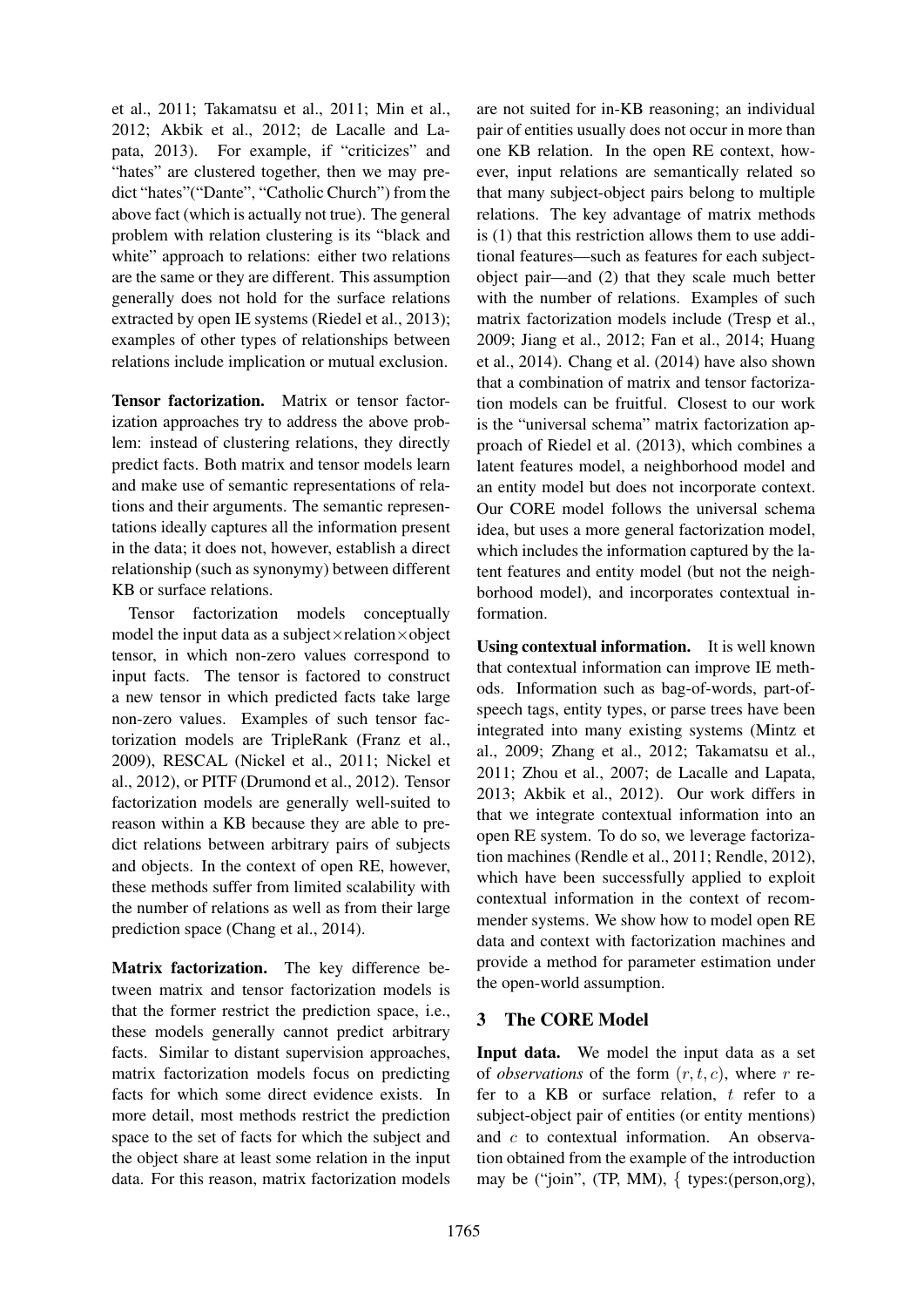et al., 2011; Takamatsu et al., 2011; Min et al., 2012; Akbik et al., 2012; de Lacalle and Lapata, 2013). For example, if "criticizes" and "hates" are clustered together, then we may predict "hates"("Dante", "Catholic Church") from the above fact (which is actually not true). The general problem with relation clustering is its "black and white" approach to relations: either two relations are the same or they are different. This assumption generally does not hold for the surface relations extracted by open IE systems (Riedel et al., 2013); examples of other types of relationships between relations include implication or mutual exclusion.

**Tensor factorization.** Matrix or tensor factorization approaches try to address the above problem: instead of clustering relations, they directly predict facts. Both matrix and tensor models learn and make use of semantic representations of relations and their arguments. The semantic representations ideally captures all the information present in the data; it does not, however, establish a direct relationship (such as synonymy) between different KB or surface relations.

Tensor factorization models conceptually model the input data as a subject×relation×object tensor, in which non-zero values correspond to input facts. The tensor is factored to construct a new tensor in which predicted facts take large non-zero values. Examples of such tensor factorization models are TripleRank (Franz et al., 2009), RESCAL (Nickel et al., 2011; Nickel et al., 2012), or PITF (Drumond et al., 2012). Tensor factorization models are generally well-suited to reason within a KB because they are able to predict relations between arbitrary pairs of subjects and objects. In the context of open RE, however, these methods suffer from limited scalability with the number of relations as well as from their large prediction space (Chang et al., 2014).

**Matrix factorization.** The key difference between matrix and tensor factorization models is that the former restrict the prediction space, i.e., these models generally cannot predict arbitrary facts. Similar to distant supervision approaches, matrix factorization models focus on predicting facts for which some direct evidence exists. In more detail, most methods restrict the prediction space to the set of facts for which the subject and the object share at least some relation in the input data. For this reason, matrix factorization models are not suited for in-KB reasoning; an individual pair of entities usually does not occur in more than one KB relation. In the open RE context, however, input relations are semantically related so that many subject-object pairs belong to multiple relations. The key advantage of matrix methods is (1) that this restriction allows them to use additional features—such as features for each subject-object pair—and (2) that they scale much better with the number of relations. Examples of such matrix factorization models include (Tresp et al., 2009; Jiang et al., 2012; Fan et al., 2014; Huang et al., 2014). Chang et al. (2014) have also shown that a combination of matrix and tensor factorization models can be fruitful. Closest to our work is the "universal schema" matrix factorization approach of Riedel et al. (2013), which combines a latent features model, a neighborhood model and an entity model but does not incorporate context. Our CORE model follows the universal schema idea, but uses a more general factorization model, which includes the information captured by the latent features and entity model (but not the neighborhood model), and incorporates contextual information.

**Using contextual information.** It is well known that contextual information can improve IE methods. Information such as bag-of-words, part-of-speech tags, entity types, or parse trees have been integrated into many existing systems (Mintz et al., 2009; Zhang et al., 2012; Takamatsu et al., 2011; Zhou et al., 2007; de Lacalle and Lapata, 2013; Akbik et al., 2012). Our work differs in that we integrate contextual information into an open RE system. To do so, we leverage factorization machines (Rendle et al., 2011; Rendle, 2012), which have been successfully applied to exploit contextual information in the context of recommender systems. We show how to model open RE data and context with factorization machines and provide a method for parameter estimation under the open-world assumption.

## 3 The CORE Model

**Input data.** We model the input data as a set of *observations* of the form $(r, t, c)$, where $r$ refer to a KB or surface relation, $t$ refer to a subject-object pair of entities (or entity mentions) and $c$ to contextual information. An observation obtained from the example of the introduction may be ("join", (TP, MM), { types:(person,org),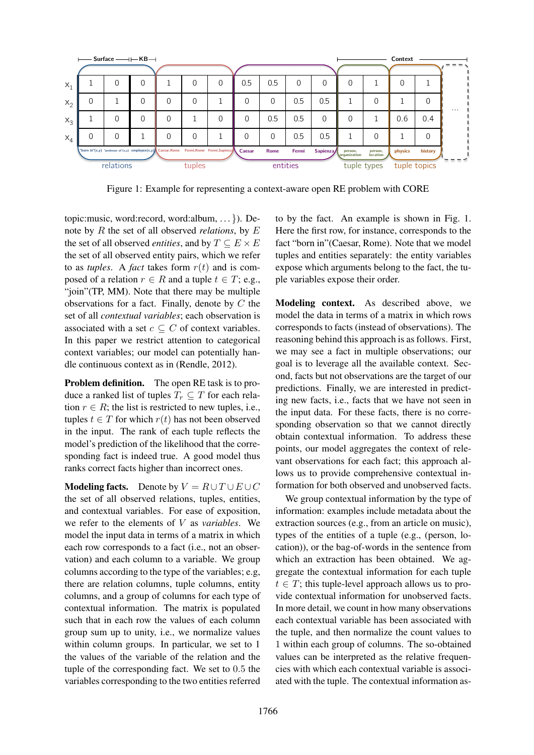| | Surface | | KB | | | | | | | | Context | | | | |
|---|---|---|---|---|---|---|---|---|---|---|---|---|---|---|---|
| | "born in"(x,y) | "professor at"(x,y) | employee(x,y) | Caesar,Rome | Fermi,Rome | Fermi,Sapienza | Caesar | Rome | Fermi | Sapienza | person, organization | person, location | physics | history | ... |
| $x_1$ | 1 | 0 | 0 | 1 | 0 | 0 | 0.5 | 0.5 | 0 | 0 | 0 | 1 | 0 | 1 | |
| $x_2$ | 0 | 1 | 0 | 0 | 0 | 1 | 0 | 0 | 0.5 | 0.5 | 1 | 0 | 1 | 0 | ... |
| $x_3$ | 1 | 0 | 0 | 0 | 1 | 0 | 0 | 0.5 | 0.5 | 0 | 0 | 1 | 0.6 | 0.4 | |
| $x_4$ | 0 | 0 | 1 | 0 | 0 | 1 | 0 | 0 | 0.5 | 0.5 | 1 | 0 | 1 | 0 | |
| | relations | | | tuples | | | entities | | | | tuple types | | tuple topics | | |

Figure 1: Example for representing a context-aware open RE problem with CORE

topic:music, word:record, word:album, ...}). Denote by $R$ the set of all observed *relations*, by $E$ the set of all observed *entities*, and by $T \subseteq E \times E$ the set of all observed entity pairs, which we refer to as *tuples*. A *fact* takes form $r(t)$ and is composed of a relation $r \in R$ and a tuple $t \in T$; e.g., "join"(TP, MM). Note that there may be multiple observations for a fact. Finally, denote by $C$ the set of all *contextual variables*; each observation is associated with a set $c \subseteq C$ of context variables. In this paper we restrict attention to categorical context variables; our model can potentially handle continuous context as in (Rendle, 2012).

**Problem definition.** The open RE task is to produce a ranked list of tuples $T_r \subseteq T$ for each relation $r \in R$; the list is restricted to new tuples, i.e., tuples $t \in T$ for which $r(t)$ has not been observed in the input. The rank of each tuple reflects the model's prediction of the likelihood that the corresponding fact is indeed true. A good model thus ranks correct facts higher than incorrect ones.

**Modeling facts.** Denote by $V = R \cup T \cup E \cup C$ the set of all observed relations, tuples, entities, and contextual variables. For ease of exposition, we refer to the elements of $V$ as *variables*. We model the input data in terms of a matrix in which each row corresponds to a fact (i.e., not an observation) and each column to a variable. We group columns according to the type of the variables; e.g, there are relation columns, tuple columns, entity columns, and a group of columns for each type of contextual information. The matrix is populated such that in each row the values of each column group sum up to unity, i.e., we normalize values within column groups. In particular, we set to 1 the values of the variable of the relation and the tuple of the corresponding fact. We set to 0.5 the variables corresponding to the two entities referred to by the fact. An example is shown in Fig. 1. Here the first row, for instance, corresponds to the fact "born in"(Caesar, Rome). Note that we model tuples and entities separately: the entity variables expose which arguments belong to the fact, the tuple variables expose their order.

**Modeling context.** As described above, we model the data in terms of a matrix in which rows corresponds to facts (instead of observations). The reasoning behind this approach is as follows. First, we may see a fact in multiple observations; our goal is to leverage all the available context. Second, facts but not observations are the target of our predictions. Finally, we are interested in predicting new facts, i.e., facts that we have not seen in the input data. For these facts, there is no corresponding observation so that we cannot directly obtain contextual information. To address these points, our model aggregates the context of relevant observations for each fact; this approach allows us to provide comprehensive contextual information for both observed and unobserved facts.

We group contextual information by the type of information: examples include metadata about the extraction sources (e.g., from an article on music), types of the entities of a tuple (e.g., (person, location)), or the bag-of-words in the sentence from which an extraction has been obtained. We aggregate the contextual information for each tuple $t \in T$; this tuple-level approach allows us to provide contextual information for unobserved facts. In more detail, we count in how many observations each contextual variable has been associated with the tuple, and then normalize the count values to 1 within each group of columns. The so-obtained values can be interpreted as the relative frequencies with which each contextual variable is associated with the tuple. The contextual information as-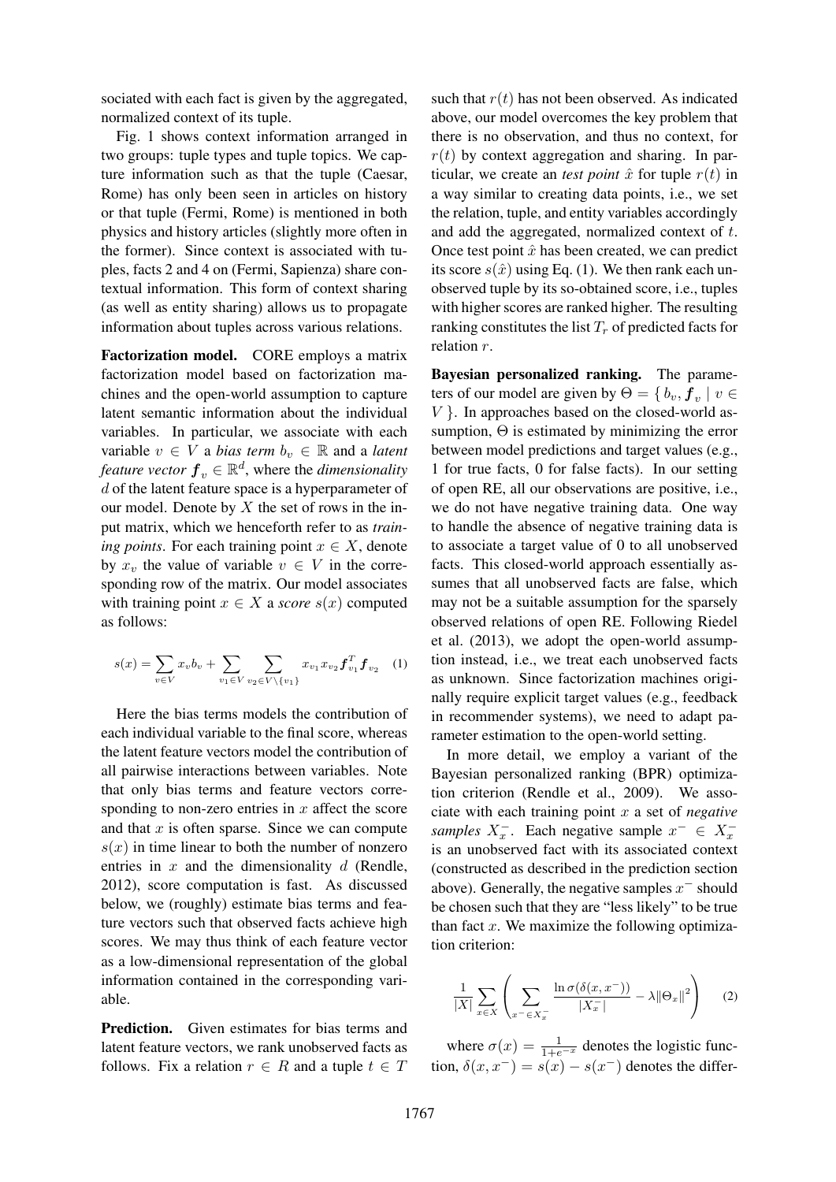sociated with each fact is given by the aggregated, normalized context of its tuple.

Fig. 1 shows context information arranged in two groups: tuple types and tuple topics. We capture information such as that the tuple (Caesar, Rome) has only been seen in articles on history or that tuple (Fermi, Rome) is mentioned in both physics and history articles (slightly more often in the former). Since context is associated with tuples, facts 2 and 4 on (Fermi, Sapienza) share contextual information. This form of context sharing (as well as entity sharing) allows us to propagate information about tuples across various relations.

**Factorization model.** CORE employs a matrix factorization model based on factorization machines and the open-world assumption to capture latent semantic information about the individual variables. In particular, we associate with each variable $v \in V$ a *bias term* $b_v \in \mathbb{R}$ and a *latent feature vector* $\boldsymbol{f}_v \in \mathbb{R}^d$, where the *dimensionality* $d$ of the latent feature space is a hyperparameter of our model. Denote by $X$ the set of rows in the input matrix, which we henceforth refer to as *training points*. For each training point $x \in X$, denote by $x_v$ the value of variable $v \in V$ in the corresponding row of the matrix. Our model associates with training point $x \in X$ a *score* $s(x)$ computed as follows:

$$s(x) = \sum_{v \in V} x_v b_v + \sum_{v_1 \in V} \sum_{v_2 \in V \setminus \{v_1\}} x_{v_1} x_{v_2} \boldsymbol{f}_{v_1}^T \boldsymbol{f}_{v_2} \quad (1)$$

Here the bias terms models the contribution of each individual variable to the final score, whereas the latent feature vectors model the contribution of all pairwise interactions between variables. Note that only bias terms and feature vectors corresponding to non-zero entries in $x$ affect the score and that $x$ is often sparse. Since we can compute $s(x)$ in time linear to both the number of nonzero entries in $x$ and the dimensionality $d$ (Rendle, 2012), score computation is fast. As discussed below, we (roughly) estimate bias terms and feature vectors such that observed facts achieve high scores. We may thus think of each feature vector as a low-dimensional representation of the global information contained in the corresponding variable.

**Prediction.** Given estimates for bias terms and latent feature vectors, we rank unobserved facts as follows. Fix a relation $r \in R$ and a tuple $t \in T$ such that $r(t)$ has not been observed. As indicated above, our model overcomes the key problem that there is no observation, and thus no context, for $r(t)$ by context aggregation and sharing. In particular, we create an *test point* $\hat{x}$ for tuple $r(t)$ in a way similar to creating data points, i.e., we set the relation, tuple, and entity variables accordingly and add the aggregated, normalized context of $t$. Once test point $\hat{x}$ has been created, we can predict its score $s(\hat{x})$ using Eq. (1). We then rank each unobserved tuple by its so-obtained score, i.e., tuples with higher scores are ranked higher. The resulting ranking constitutes the list $T_r$ of predicted facts for relation $r$.

**Bayesian personalized ranking.** The parameters of our model are given by $\Theta = \{ b_v, \boldsymbol{f}_v \mid v \in V \}$. In approaches based on the closed-world assumption, $\Theta$ is estimated by minimizing the error between model predictions and target values (e.g., 1 for true facts, 0 for false facts). In our setting of open RE, all our observations are positive, i.e., we do not have negative training data. One way to handle the absence of negative training data is to associate a target value of 0 to all unobserved facts. This closed-world approach essentially assumes that all unobserved facts are false, which may not be a suitable assumption for the sparsely observed relations of open RE. Following Riedel et al. (2013), we adopt the open-world assumption instead, i.e., we treat each unobserved facts as unknown. Since factorization machines originally require explicit target values (e.g., feedback in recommender systems), we need to adapt parameter estimation to the open-world setting.

In more detail, we employ a variant of the Bayesian personalized ranking (BPR) optimization criterion (Rendle et al., 2009). We associate with each training point $x$ a set of *negative samples* $X_x^-$. Each negative sample $x^- \in X_x^-$ is an unobserved fact with its associated context (constructed as described in the prediction section above). Generally, the negative samples $x^-$ should be chosen such that they are "less likely" to be true than fact $x$. We maximize the following optimization criterion:

$$\frac{1}{|X|} \sum_{x \in X} \left( \sum_{x^- \in X_x^-} \frac{\ln \sigma(\delta(x, x^-))}{|X_x^-|} - \lambda \|\Theta_x\|^2 \right) \quad (2)$$

where $\sigma(x) = \frac{1}{1+e^{-x}}$ denotes the logistic function, $\delta(x, x^-) = s(x) - s(x^-)$ denotes the differ-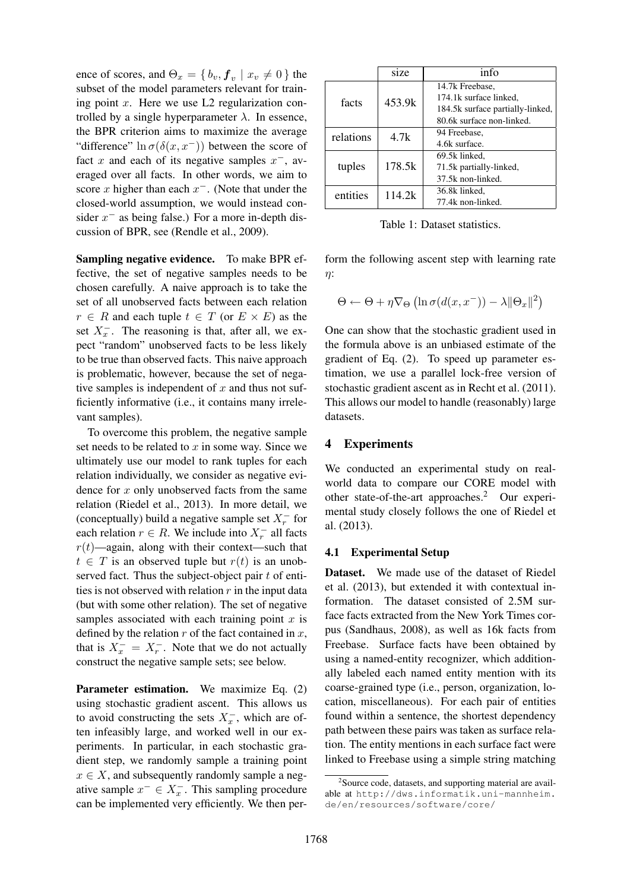ence of scores, and $\Theta_x = \{ b_v, \boldsymbol{f}_v \mid x_v \neq 0 \}$ the subset of the model parameters relevant for training point $x$. Here we use L2 regularization controlled by a single hyperparameter $\lambda$. In essence, the BPR criterion aims to maximize the average "difference" $\ln \sigma(\delta(x, x^-))$ between the score of fact $x$ and each of its negative samples $x^-$, averaged over all facts. In other words, we aim to score $x$ higher than each $x^-$. (Note that under the closed-world assumption, we would instead consider $x^-$ as being false.) For a more in-depth discussion of BPR, see (Rendle et al., 2009).

**Sampling negative evidence.** To make BPR effective, the set of negative samples needs to be chosen carefully. A naive approach is to take the set of all unobserved facts between each relation $r \in R$ and each tuple $t \in T$ (or $E \times E$) as the set $X_x^-$. The reasoning is that, after all, we expect "random" unobserved facts to be less likely to be true than observed facts. This naive approach is problematic, however, because the set of negative samples is independent of $x$ and thus not sufficiently informative (i.e., it contains many irrelevant samples).

To overcome this problem, the negative sample set needs to be related to $x$ in some way. Since we ultimately use our model to rank tuples for each relation individually, we consider as negative evidence for $x$ only unobserved facts from the same relation (Riedel et al., 2013). In more detail, we (conceptually) build a negative sample set $X_r^-$ for each relation $r \in R$. We include into $X_r^-$ all facts $r(t)$—again, along with their context—such that $t \in T$ is an observed tuple but $r(t)$ is an unobserved fact. Thus the subject-object pair $t$ of entities is not observed with relation $r$ in the input data (but with some other relation). The set of negative samples associated with each training point $x$ is defined by the relation $r$ of the fact contained in $x$, that is $X_x^- = X_r^-$. Note that we do not actually construct the negative sample sets; see below.

**Parameter estimation.** We maximize Eq. (2) using stochastic gradient ascent. This allows us to avoid constructing the sets $X_x^-$, which are often infeasibly large, and worked well in our experiments. In particular, in each stochastic gradient step, we randomly sample a training point $x \in X$, and subsequently randomly sample a negative sample $x^- \in X_x^-$. This sampling procedure can be implemented very efficiently. We then perform the following ascent step with learning rate $\eta$:

$$\Theta \leftarrow \Theta + \eta \nabla_\Theta \left( \ln \sigma(d(x, x^-)) - \lambda \|\Theta_x\|^2 \right)$$

One can show that the stochastic gradient used in the formula above is an unbiased estimate of the gradient of Eq. (2). To speed up parameter estimation, we use a parallel lock-free version of stochastic gradient ascent as in Recht et al. (2011). This allows our model to handle (reasonably) large datasets.

| | size | info |
|---|---|---|
| facts | 453.9k | 14.7k Freebase, 174.1k surface linked, 184.5k surface partially-linked, 80.6k surface non-linked. |
| relations | 4.7k | 94 Freebase, 4.6k surface. |
| tuples | 178.5k | 69.5k linked, 71.5k partially-linked, 37.5k non-linked. |
| entities | 114.2k | 36.8k linked, 77.4k non-linked. |

Table 1: Dataset statistics.

## 4 Experiments

We conducted an experimental study on real-world data to compare our CORE model with other state-of-the-art approaches.[2] Our experimental study closely follows the one of Riedel et al. (2013).

### 4.1 Experimental Setup

**Dataset.** We made use of the dataset of Riedel et al. (2013), but extended it with contextual information. The dataset consisted of 2.5M surface facts extracted from the New York Times corpus (Sandhaus, 2008), as well as 16k facts from Freebase. Surface facts have been obtained by using a named-entity recognizer, which additionally labeled each named entity mention with its coarse-grained type (i.e., person, organization, location, miscellaneous). For each pair of entities found within a sentence, the shortest dependency path between these pairs was taken as surface relation. The entity mentions in each surface fact were linked to Freebase using a simple string matching

[2] Source code, datasets, and supporting material are available at http://dws.informatik.uni-mannheim.de/en/resources/software/core/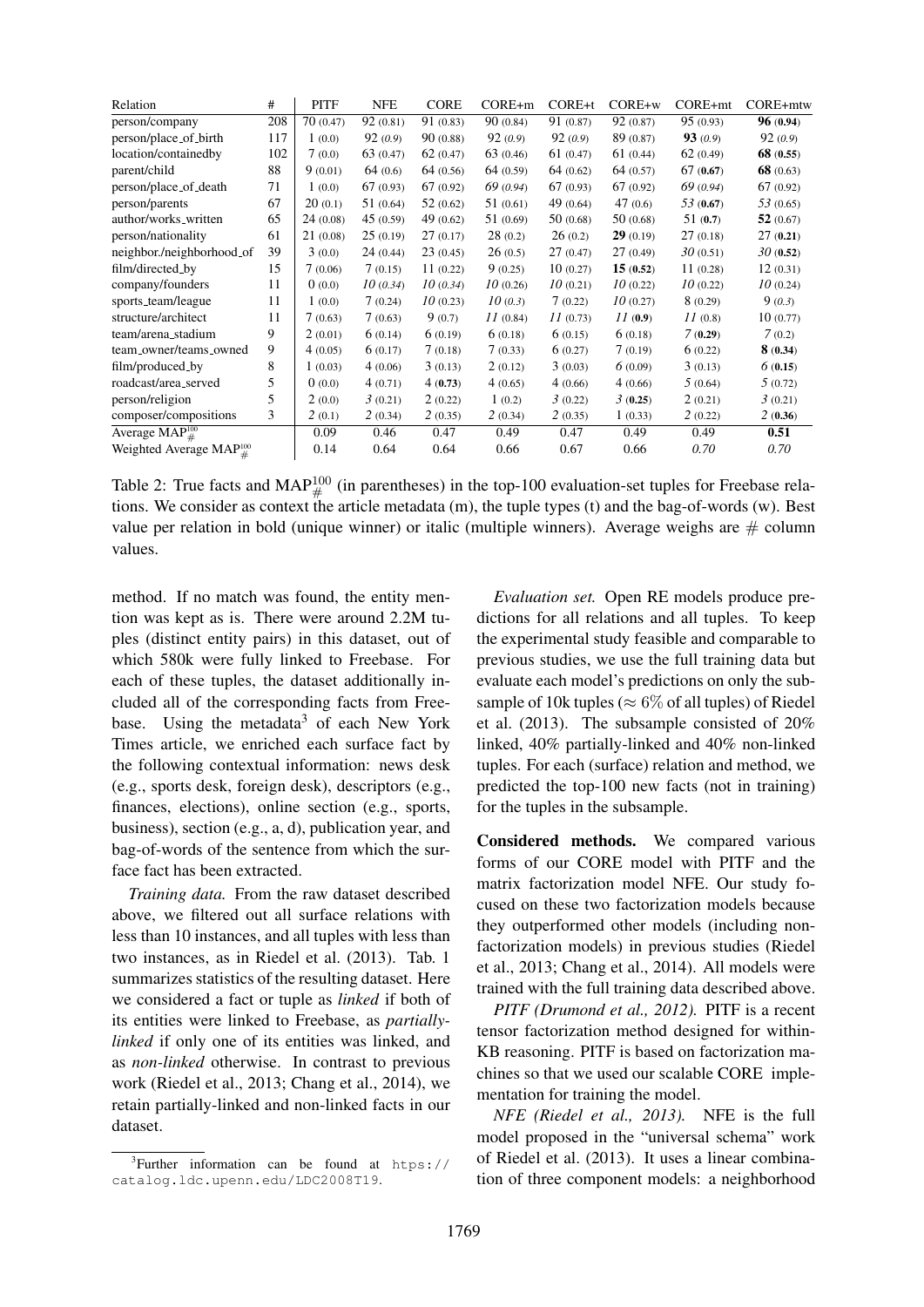| Relation | # | PITF | NFE | CORE | CORE+m | CORE+t | CORE+w | CORE+mt | CORE+mtw |
|---|---|---|---|---|---|---|---|---|---|
| person/company | 208 | 70 (0.47) | 92 (0.81) | 91 (0.83) | 90 (0.84) | 91 (0.87) | 92 (0.87) | 95 (0.93) | **96** (**0.94**) |
| person/place_of_birth | 117 | 1 (0.0) | 92 *(0.9)* | 90 (0.88) | 92 *(0.9)* | 92 *(0.9)* | 89 (0.87) | **93** *(0.9)* | 92 *(0.9)* |
| location/containedby | 102 | 7 (0.0) | 63 (0.47) | 62 (0.47) | 63 (0.46) | 61 (0.47) | 61 (0.44) | 62 (0.49) | **68** (**0.55**) |
| parent/child | 88 | 9 (0.01) | 64 (0.6) | 64 (0.56) | 64 (0.59) | 64 (0.62) | 64 (0.57) | 67 (**0.67**) | **68** (0.63) |
| person/place_of_death | 71 | 1 (0.0) | 67 (0.93) | 67 (0.92) | *69 (0.94)* | 67 (0.93) | 67 (0.92) | *69 (0.94)* | 67 (0.92) |
| person/parents | 67 | 20 (0.1) | 51 (0.64) | 52 (0.62) | 51 (0.61) | 49 (0.64) | 47 (0.6) | *53* (**0.67**) | *53* (0.65) |
| author/works_written | 65 | 24 (0.08) | 45 (0.59) | 49 (0.62) | 51 (0.69) | 50 (0.68) | 50 (0.68) | 51 (**0.7**) | **52** (0.67) |
| person/nationality | 61 | 21 (0.08) | 25 (0.19) | 27 (0.17) | 28 (0.2) | 26 (0.2) | **29** (0.19) | 27 (0.18) | 27 (**0.21**) |
| neighbor./neighborhood_of | 39 | 3 (0.0) | 24 (0.44) | 23 (0.45) | 26 (0.5) | 27 (0.47) | 27 (0.49) | *30* (0.51) | *30* (**0.52**) |
| film/directed_by | 15 | 7 (0.06) | 7 (0.15) | 11 (0.22) | 9 (0.25) | 10 (0.27) | **15** (**0.52**) | 11 (0.28) | 12 (0.31) |
| company/founders | 11 | 0 (0.0) | *10 (0.34)* | *10 (0.34)* | *10* (0.26) | *10* (0.21) | *10* (0.22) | *10* (0.22) | *10* (0.24) |
| sports_team/league | 11 | 1 (0.0) | 7 (0.24) | *10* (0.23) | *10 (0.3)* | 7 (0.22) | *10* (0.27) | 8 (0.29) | 9 *(0.3)* |
| structure/architect | 11 | 7 (0.63) | 7 (0.63) | 9 (0.7) | *11* (0.84) | *11* (0.73) | *11* (**0.9**) | *11* (0.8) | 10 (0.77) |
| team/arena_stadium | 9 | 2 (0.01) | 6 (0.14) | 6 (0.19) | 6 (0.18) | 6 (0.15) | 6 (0.18) | *7* (**0.29**) | *7* (0.2) |
| team_owner/teams_owned | 9 | 4 (0.05) | 6 (0.17) | 7 (0.18) | 7 (0.33) | 6 (0.27) | 7 (0.19) | 6 (0.22) | **8** (**0.34**) |
| film/produced_by | 8 | 1 (0.03) | 4 (0.06) | 3 (0.13) | 2 (0.12) | 3 (0.03) | *6* (0.09) | 3 (0.13) | *6* (**0.15**) |
| roadcast/area_served | 5 | 0 (0.0) | 4 (0.71) | 4 (**0.73**) | 4 (0.65) | 4 (0.66) | 4 (0.66) | *5* (0.64) | *5* (0.72) |
| person/religion | 5 | 2 (0.0) | *3* (0.21) | 2 (0.22) | 1 (0.2) | *3* (0.22) | *3* (**0.25**) | 2 (0.21) | *3* (0.21) |
| composer/compositions | 3 | *2* (0.1) | *2* (0.34) | *2* (0.35) | *2* (0.34) | *2* (0.35) | 1 (0.33) | *2* (0.22) | *2* (**0.36**) |
| Average $\text{MAP}^{100}_{\#}$ | | 0.09 | 0.46 | 0.47 | 0.49 | 0.47 | 0.49 | 0.49 | **0.51** |
| Weighted Average $\text{MAP}^{100}_{\#}$ | | 0.14 | 0.64 | 0.64 | 0.66 | 0.67 | 0.66 | *0.70* | *0.70* |

Table 2: True facts and $\text{MAP}^{100}_{\#}$ (in parentheses) in the top-100 evaluation-set tuples for Freebase relations. We consider as context the article metadata (m), the tuple types (t) and the bag-of-words (w). Best value per relation in bold (unique winner) or italic (multiple winners). Average weighs are # column values.

method. If no match was found, the entity mention was kept as is. There were around 2.2M tuples (distinct entity pairs) in this dataset, out of which 580k were fully linked to Freebase. For each of these tuples, the dataset additionally included all of the corresponding facts from Freebase. Using the metadata[3] of each New York Times article, we enriched each surface fact by the following contextual information: news desk (e.g., sports desk, foreign desk), descriptors (e.g., finances, elections), online section (e.g., sports, business), section (e.g., a, d), publication year, and bag-of-words of the sentence from which the surface fact has been extracted.

*Training data.* From the raw dataset described above, we filtered out all surface relations with less than 10 instances, and all tuples with less than two instances, as in Riedel et al. (2013). Tab. 1 summarizes statistics of the resulting dataset. Here we considered a fact or tuple as *linked* if both of its entities were linked to Freebase, as *partially-linked* if only one of its entities was linked, and as *non-linked* otherwise. In contrast to previous work (Riedel et al., 2013; Chang et al., 2014), we retain partially-linked and non-linked facts in our dataset.

[3] Further information can be found at `https://catalog.ldc.upenn.edu/LDC2008T19`.

*Evaluation set.* Open RE models produce predictions for all relations and all tuples. To keep the experimental study feasible and comparable to previous studies, we use the full training data but evaluate each model's predictions on only the subsample of 10k tuples ($\approx 6\%$ of all tuples) of Riedel et al. (2013). The subsample consisted of 20% linked, 40% partially-linked and 40% non-linked tuples. For each (surface) relation and method, we predicted the top-100 new facts (not in training) for the tuples in the subsample.

**Considered methods.** We compared various forms of our CORE model with PITF and the matrix factorization model NFE. Our study focused on these two factorization models because they outperformed other models (including non-factorization models) in previous studies (Riedel et al., 2013; Chang et al., 2014). All models were trained with the full training data described above.

*PITF (Drumond et al., 2012).* PITF is a recent tensor factorization method designed for within-KB reasoning. PITF is based on factorization machines so that we used our scalable CORE implementation for training the model.

*NFE (Riedel et al., 2013).* NFE is the full model proposed in the "universal schema" work of Riedel et al. (2013). It uses a linear combination of three component models: a neighborhood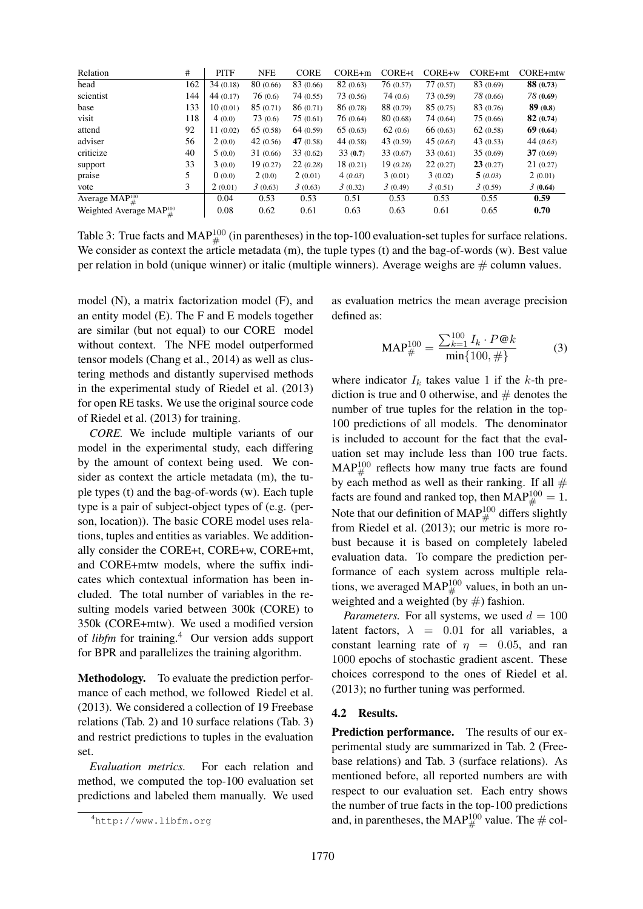| Relation | # | PITF | NFE | CORE | CORE+m | CORE+t | CORE+w | CORE+mt | CORE+mtw |
|---|---|---|---|---|---|---|---|---|---|
| head | 162 | 34 (0.18) | 80 (0.66) | 83 (0.66) | 82 (0.63) | 76 (0.57) | 77 (0.57) | 83 (0.69) | **88** (**0.73**) |
| scientist | 144 | 44 (0.17) | 76 (0.6) | 74 (0.55) | 73 (0.56) | 74 (0.6) | 73 (0.59) | *78* (0.66) | *78* (**0.69**) |
| base | 133 | 10 (0.01) | 85 (0.71) | 86 (0.71) | 86 (0.78) | 88 (0.79) | 85 (0.75) | 83 (0.76) | **89** (**0.8**) |
| visit | 118 | 4 (0.0) | 73 (0.6) | 75 (0.61) | 76 (0.64) | 80 (0.68) | 74 (0.64) | 75 (0.66) | **82** (**0.74**) |
| attend | 92 | 11 (0.02) | 65 (0.58) | 64 (0.59) | 65 (0.63) | 62 (0.6) | 66 (0.63) | 62 (0.58) | **69** (**0.64**) |
| adviser | 56 | 2 (0.0) | 42 (0.56) | **47** (0.58) | 44 (0.58) | 43 (0.59) | 45 (*0.63*) | 43 (0.53) | 44 (*0.63*) |
| criticize | 40 | 5 (0.0) | 31 (0.66) | 33 (0.62) | 33 (**0.7**) | 33 (0.67) | 33 (0.61) | 35 (0.69) | **37** (0.69) |
| support | 33 | 3 (0.0) | 19 (0.27) | 22 (*0.28*) | 18 (0.21) | 19 (*0.28*) | 22 (0.27) | **23** (0.27) | 21 (0.27) |
| praise | 5 | 0 (0.0) | 2 (0.0) | 2 (0.01) | 4 (*0.03*) | 3 (0.01) | 3 (0.02) | **5** (*0.03*) | 2 (0.01) |
| vote | 3 | 2 (0.01) | *3* (0.63) | *3* (0.63) | *3* (0.32) | *3* (0.49) | *3* (0.51) | *3* (0.59) | *3* (**0.64**) |
| Average $\text{MAP}^{100}_{\#}$ | | 0.04 | 0.53 | 0.53 | 0.51 | 0.53 | 0.53 | 0.55 | **0.59** |
| Weighted Average $\text{MAP}^{100}_{\#}$ | | 0.08 | 0.62 | 0.61 | 0.63 | 0.63 | 0.61 | 0.65 | **0.70** |

Table 3: True facts and $\text{MAP}^{100}_{\#}$ (in parentheses) in the top-100 evaluation-set tuples for surface relations. We consider as context the article metadata (m), the tuple types (t) and the bag-of-words (w). Best value per relation in bold (unique winner) or italic (multiple winners). Average weighs are # column values.

model (N), a matrix factorization model (F), and an entity model (E). The F and E models together are similar (but not equal) to our CORE model without context. The NFE model outperformed tensor models (Chang et al., 2014) as well as clustering methods and distantly supervised methods in the experimental study of Riedel et al. (2013) for open RE tasks. We use the original source code of Riedel et al. (2013) for training.

*CORE.* We include multiple variants of our model in the experimental study, each differing by the amount of context being used. We consider as context the article metadata (m), the tuple types (t) and the bag-of-words (w). Each tuple type is a pair of subject-object types of (e.g. (person, location)). The basic CORE model uses relations, tuples and entities as variables. We additionally consider the CORE+t, CORE+w, CORE+mt, and CORE+mtw models, where the suffix indicates which contextual information has been included. The total number of variables in the resulting models varied between 300k (CORE) to 350k (CORE+mtw). We used a modified version of *libfm* for training.[4] Our version adds support for BPR and parallelizes the training algorithm.

**Methodology.** To evaluate the prediction performance of each method, we followed Riedel et al. (2013). We considered a collection of 19 Freebase relations (Tab. 2) and 10 surface relations (Tab. 3) and restrict predictions to tuples in the evaluation set.

*Evaluation metrics.* For each relation and method, we computed the top-100 evaluation set predictions and labeled them manually. We used as evaluation metrics the mean average precision defined as:

$$\text{MAP}^{100}_{\#} = \frac{\sum_{k=1}^{100} I_k \cdot P@k}{\min\{100, \#\}} \tag{3}$$

where indicator $I_k$ takes value 1 if the $k$-th prediction is true and 0 otherwise, and # denotes the number of true tuples for the relation in the top-100 predictions of all models. The denominator is included to account for the fact that the evaluation set may include less than 100 true facts. $\text{MAP}^{100}_{\#}$ reflects how many true facts are found by each method as well as their ranking. If all # facts are found and ranked top, then $\text{MAP}^{100}_{\#} = 1$. Note that our definition of $\text{MAP}^{100}_{\#}$ differs slightly from Riedel et al. (2013); our metric is more robust because it is based on completely labeled evaluation data. To compare the prediction performance of each system across multiple relations, we averaged $\text{MAP}^{100}_{\#}$ values, in both an unweighted and a weighted (by #) fashion.

*Parameters.* For all systems, we used $d = 100$ latent factors, $\lambda = 0.01$ for all variables, a constant learning rate of $\eta = 0.05$, and ran 1000 epochs of stochastic gradient ascent. These choices correspond to the ones of Riedel et al. (2013); no further tuning was performed.

### 4.2 Results.

**Prediction performance.** The results of our experimental study are summarized in Tab. 2 (Freebase relations) and Tab. 3 (surface relations). As mentioned before, all reported numbers are with respect to our evaluation set. Each entry shows the number of true facts in the top-100 predictions and, in parentheses, the $\text{MAP}^{100}_{\#}$ value. The # col-

[4] http://www.libfm.org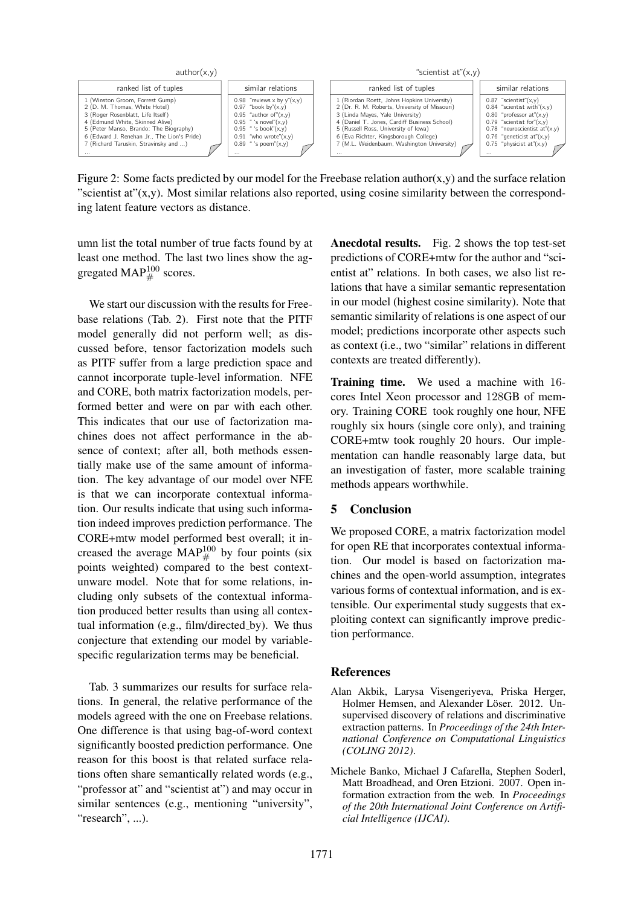| author(x,y) | |
|---|---|
| **ranked list of tuples** | **similar relations** |
| 1 (Winston Groom, Forrest Gump) | 0.98 "reviews x by y"(x,y) |
| 2 (D. M. Thomas, White Hotel) | 0.97 "book by"(x,y) |
| 3 (Roger Rosenblatt, Life Itself) | 0.95 "author of"(x,y) |
| 4 (Edmund White, Skinned Alive) | 0.95 " 's novel"(x,y) |
| 5 (Peter Manso, Brando: The Biography) | 0.95 " 's book"(x,y) |
| 6 (Edward J. Renehan Jr., The Lion's Pride) | 0.91 "who wrote"(x,y) |
| 7 (Richard Taruskin, Stravinsky and ...) | 0.89 " 's poem"(x,y) |
| ... | ... |

| "scientist at"(x,y) | |
|---|---|
| **ranked list of tuples** | **similar relations** |
| 1 (Riordan Roett, Johns Hopkins University) | 0.87 "scientist"(x,y) |
| 2 (Dr. R. M. Roberts, University of Missouri) | 0.84 "scientist with"(x,y) |
| 3 (Linda Mayes, Yale University) | 0.80 "professor at"(x,y) |
| 4 (Daniel T. Jones, Cardiff Business School) | 0.79 "scientist for"(x,y) |
| 5 (Russell Ross, University of Iowa) | 0.78 "neuroscientist at"(x,y) |
| 6 (Eva Richter, Kingsborough College) | 0.76 "geneticist at"(x,y) |
| 7 (M.L. Weidenbaum, Washington University) | 0.75 "physicist at"(x,y) |
| ... | ... |

Figure 2: Some facts predicted by our model for the Freebase relation author(x,y) and the surface relation "scientist at"(x,y). Most similar relations also reported, using cosine similarity between the corresponding latent feature vectors as distance.

umn list the total number of true facts found by at least one method. The last two lines show the aggregated $\text{MAP}_{\#}^{100}$ scores.

We start our discussion with the results for Freebase relations (Tab. 2). First note that the PITF model generally did not perform well; as discussed before, tensor factorization models such as PITF suffer from a large prediction space and cannot incorporate tuple-level information. NFE and CORE, both matrix factorization models, performed better and were on par with each other. This indicates that our use of factorization machines does not affect performance in the absence of context; after all, both methods essentially make use of the same amount of information. The key advantage of our model over NFE is that we can incorporate contextual information. Our results indicate that using such information indeed improves prediction performance. The CORE+mtw model performed best overall; it increased the average $\text{MAP}_{\#}^{100}$ by four points (six points weighted) compared to the best context-unware model. Note that for some relations, including only subsets of the contextual information produced better results than using all contextual information (e.g., film/directed_by). We thus conjecture that extending our model by variable-specific regularization terms may be beneficial.

Tab. 3 summarizes our results for surface relations. In general, the relative performance of the models agreed with the one on Freebase relations. One difference is that using bag-of-word context significantly boosted prediction performance. One reason for this boost is that related surface relations often share semantically related words (e.g., "professor at" and "scientist at") and may occur in similar sentences (e.g., mentioning "university", "research", ...).

**Anecdotal results.** Fig. 2 shows the top test-set predictions of CORE+mtw for the author and "scientist at" relations. In both cases, we also list relations that have a similar semantic representation in our model (highest cosine similarity). Note that semantic similarity of relations is one aspect of our model; predictions incorporate other aspects such as context (i.e., two "similar" relations in different contexts are treated differently).

**Training time.** We used a machine with 16-cores Intel Xeon processor and 128GB of memory. Training CORE took roughly one hour, NFE roughly six hours (single core only), and training CORE+mtw took roughly 20 hours. Our implementation can handle reasonably large data, but an investigation of faster, more scalable training methods appears worthwhile.

## 5 Conclusion

We proposed CORE, a matrix factorization model for open RE that incorporates contextual information. Our model is based on factorization machines and the open-world assumption, integrates various forms of contextual information, and is extensible. Our experimental study suggests that exploiting context can significantly improve prediction performance.

## References

Alan Akbik, Larysa Visengeriyeva, Priska Herger, Holmer Hemsen, and Alexander Löser. 2012. Unsupervised discovery of relations and discriminative extraction patterns. In *Proceedings of the 24th International Conference on Computational Linguistics (COLING 2012)*.

Michele Banko, Michael J Cafarella, Stephen Soderl, Matt Broadhead, and Oren Etzioni. 2007. Open information extraction from the web. In *Proceedings of the 20th International Joint Conference on Artificial Intelligence (IJCAI)*.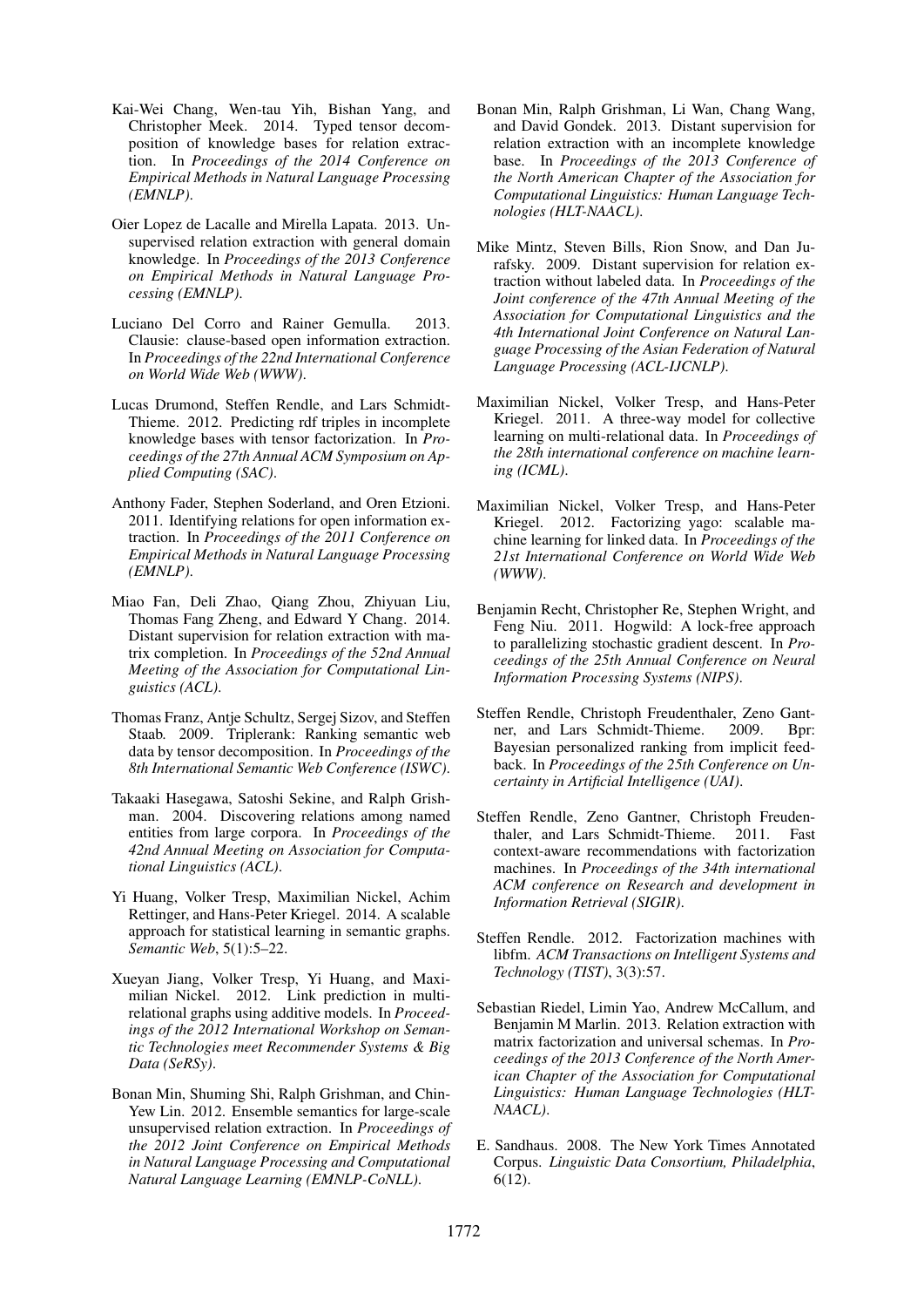Kai-Wei Chang, Wen-tau Yih, Bishan Yang, and Christopher Meek. 2014. Typed tensor decomposition of knowledge bases for relation extraction. In *Proceedings of the 2014 Conference on Empirical Methods in Natural Language Processing (EMNLP)*.

Oier Lopez de Lacalle and Mirella Lapata. 2013. Unsupervised relation extraction with general domain knowledge. In *Proceedings of the 2013 Conference on Empirical Methods in Natural Language Processing (EMNLP)*.

Luciano Del Corro and Rainer Gemulla. 2013. Clausie: clause-based open information extraction. In *Proceedings of the 22nd International Conference on World Wide Web (WWW)*.

Lucas Drumond, Steffen Rendle, and Lars Schmidt-Thieme. 2012. Predicting rdf triples in incomplete knowledge bases with tensor factorization. In *Proceedings of the 27th Annual ACM Symposium on Applied Computing (SAC)*.

Anthony Fader, Stephen Soderland, and Oren Etzioni. 2011. Identifying relations for open information extraction. In *Proceedings of the 2011 Conference on Empirical Methods in Natural Language Processing (EMNLP)*.

Miao Fan, Deli Zhao, Qiang Zhou, Zhiyuan Liu, Thomas Fang Zheng, and Edward Y Chang. 2014. Distant supervision for relation extraction with matrix completion. In *Proceedings of the 52nd Annual Meeting of the Association for Computational Linguistics (ACL)*.

Thomas Franz, Antje Schultz, Sergej Sizov, and Steffen Staab. 2009. Triplerank: Ranking semantic web data by tensor decomposition. In *Proceedings of the 8th International Semantic Web Conference (ISWC)*.

Takaaki Hasegawa, Satoshi Sekine, and Ralph Grishman. 2004. Discovering relations among named entities from large corpora. In *Proceedings of the 42nd Annual Meeting on Association for Computational Linguistics (ACL)*.

Yi Huang, Volker Tresp, Maximilian Nickel, Achim Rettinger, and Hans-Peter Kriegel. 2014. A scalable approach for statistical learning in semantic graphs. *Semantic Web*, 5(1):5–22.

Xueyan Jiang, Volker Tresp, Yi Huang, and Maximilian Nickel. 2012. Link prediction in multi-relational graphs using additive models. In *Proceedings of the 2012 International Workshop on Semantic Technologies meet Recommender Systems & Big Data (SeRSy)*.

Bonan Min, Shuming Shi, Ralph Grishman, and Chin-Yew Lin. 2012. Ensemble semantics for large-scale unsupervised relation extraction. In *Proceedings of the 2012 Joint Conference on Empirical Methods in Natural Language Processing and Computational Natural Language Learning (EMNLP-CoNLL)*.

Bonan Min, Ralph Grishman, Li Wan, Chang Wang, and David Gondek. 2013. Distant supervision for relation extraction with an incomplete knowledge base. In *Proceedings of the 2013 Conference of the North American Chapter of the Association for Computational Linguistics: Human Language Technologies (HLT-NAACL)*.

Mike Mintz, Steven Bills, Rion Snow, and Dan Jurafsky. 2009. Distant supervision for relation extraction without labeled data. In *Proceedings of the Joint conference of the 47th Annual Meeting of the Association for Computational Linguistics and the 4th International Joint Conference on Natural Language Processing of the Asian Federation of Natural Language Processing (ACL-IJCNLP)*.

Maximilian Nickel, Volker Tresp, and Hans-Peter Kriegel. 2011. A three-way model for collective learning on multi-relational data. In *Proceedings of the 28th international conference on machine learning (ICML)*.

Maximilian Nickel, Volker Tresp, and Hans-Peter Kriegel. 2012. Factorizing yago: scalable machine learning for linked data. In *Proceedings of the 21st International Conference on World Wide Web (WWW)*.

Benjamin Recht, Christopher Re, Stephen Wright, and Feng Niu. 2011. Hogwild: A lock-free approach to parallelizing stochastic gradient descent. In *Proceedings of the 25th Annual Conference on Neural Information Processing Systems (NIPS)*.

Steffen Rendle, Christoph Freudenthaler, Zeno Gantner, and Lars Schmidt-Thieme. 2009. Bpr: Bayesian personalized ranking from implicit feedback. In *Proceedings of the 25th Conference on Uncertainty in Artificial Intelligence (UAI)*.

Steffen Rendle, Zeno Gantner, Christoph Freudenthaler, and Lars Schmidt-Thieme. 2011. Fast context-aware recommendations with factorization machines. In *Proceedings of the 34th international ACM conference on Research and development in Information Retrieval (SIGIR)*.

Steffen Rendle. 2012. Factorization machines with libfm. *ACM Transactions on Intelligent Systems and Technology (TIST)*, 3(3):57.

Sebastian Riedel, Limin Yao, Andrew McCallum, and Benjamin M Marlin. 2013. Relation extraction with matrix factorization and universal schemas. In *Proceedings of the 2013 Conference of the North American Chapter of the Association for Computational Linguistics: Human Language Technologies (HLT-NAACL)*.

E. Sandhaus. 2008. The New York Times Annotated Corpus. *Linguistic Data Consortium, Philadelphia*, 6(12).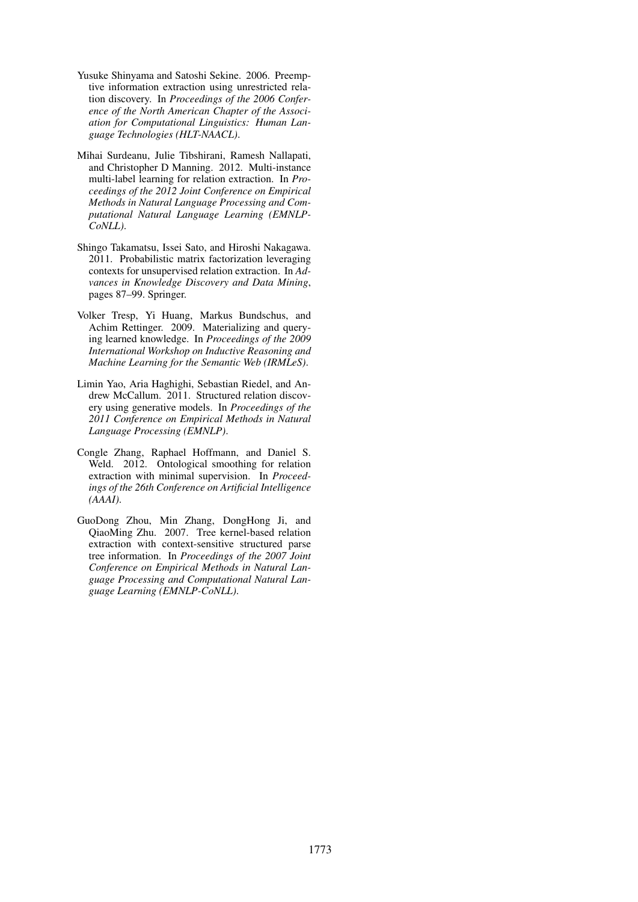Yusuke Shinyama and Satoshi Sekine. 2006. Preemptive information extraction using unrestricted relation discovery. In *Proceedings of the 2006 Conference of the North American Chapter of the Association for Computational Linguistics: Human Language Technologies (HLT-NAACL)*.

Mihai Surdeanu, Julie Tibshirani, Ramesh Nallapati, and Christopher D Manning. 2012. Multi-instance multi-label learning for relation extraction. In *Proceedings of the 2012 Joint Conference on Empirical Methods in Natural Language Processing and Computational Natural Language Learning (EMNLP-CoNLL)*.

Shingo Takamatsu, Issei Sato, and Hiroshi Nakagawa. 2011. Probabilistic matrix factorization leveraging contexts for unsupervised relation extraction. In *Advances in Knowledge Discovery and Data Mining*, pages 87–99. Springer.

Volker Tresp, Yi Huang, Markus Bundschus, and Achim Rettinger. 2009. Materializing and querying learned knowledge. In *Proceedings of the 2009 International Workshop on Inductive Reasoning and Machine Learning for the Semantic Web (IRMLeS)*.

Limin Yao, Aria Haghighi, Sebastian Riedel, and Andrew McCallum. 2011. Structured relation discovery using generative models. In *Proceedings of the 2011 Conference on Empirical Methods in Natural Language Processing (EMNLP)*.

Congle Zhang, Raphael Hoffmann, and Daniel S. Weld. 2012. Ontological smoothing for relation extraction with minimal supervision. In *Proceedings of the 26th Conference on Artificial Intelligence (AAAI)*.

GuoDong Zhou, Min Zhang, DongHong Ji, and QiaoMing Zhu. 2007. Tree kernel-based relation extraction with context-sensitive structured parse tree information. In *Proceedings of the 2007 Joint Conference on Empirical Methods in Natural Language Processing and Computational Natural Language Learning (EMNLP-CoNLL)*.